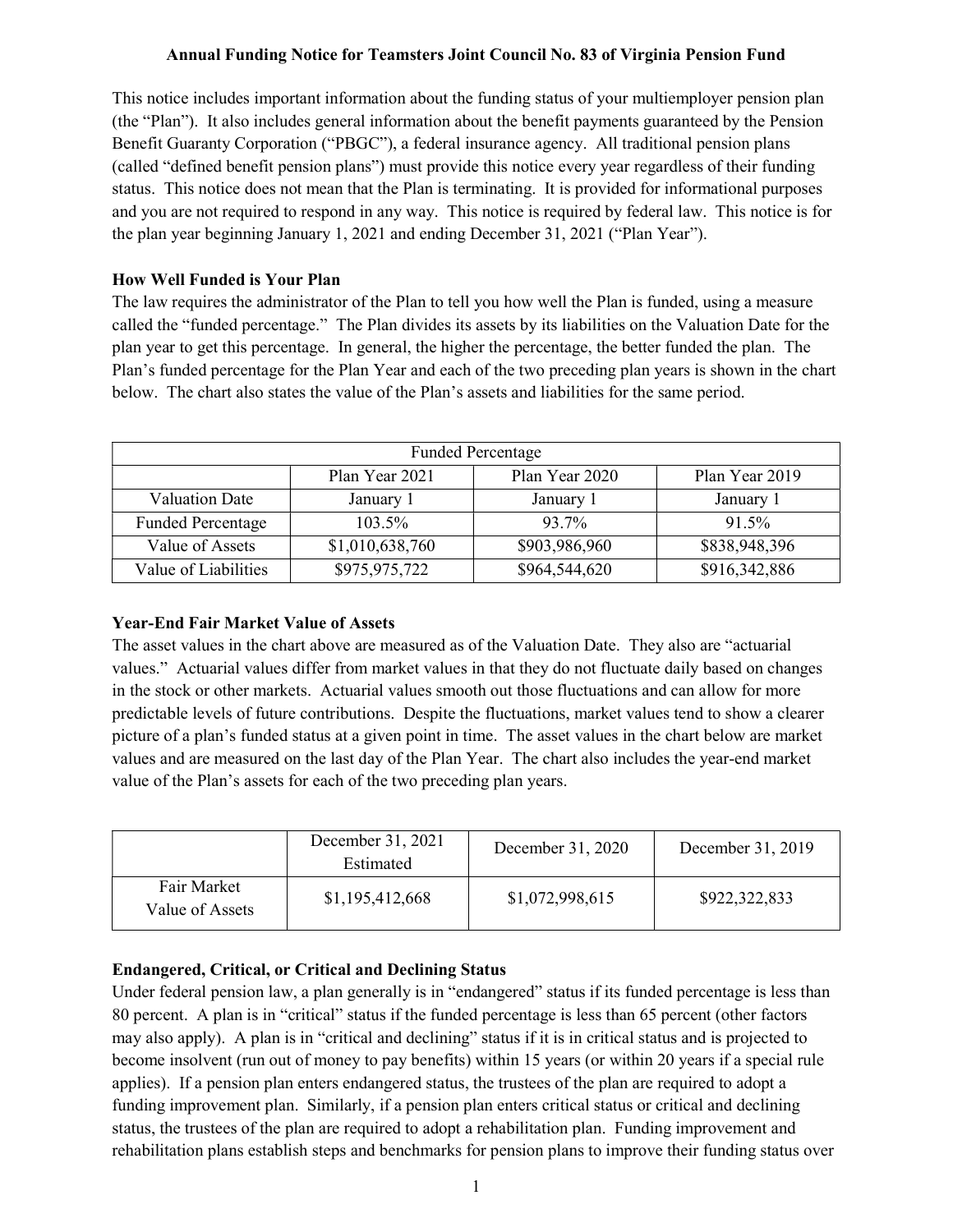# Annual Funding Notice for Teamsters Joint Council No. 83 of Virginia Pension Fund

This notice includes important information about the funding status of your multiemployer pension plan (the "Plan"). It also includes general information about the benefit payments guaranteed by the Pension Benefit Guaranty Corporation ("PBGC"), a federal insurance agency. All traditional pension plans (called "defined benefit pension plans") must provide this notice every year regardless of their funding status. This notice does not mean that the Plan is terminating. It is provided for informational purposes and you are not required to respond in any way. This notice is required by federal law. This notice is for the plan year beginning January 1, 2021 and ending December 31, 2021 ("Plan Year").

## How Well Funded is Your Plan

The law requires the administrator of the Plan to tell you how well the Plan is funded, using a measure called the "funded percentage." The Plan divides its assets by its liabilities on the Valuation Date for the plan year to get this percentage. In general, the higher the percentage, the better funded the plan. The Plan's funded percentage for the Plan Year and each of the two preceding plan years is shown in the chart below. The chart also states the value of the Plan's assets and liabilities for the same period.

| Funded Percentage | | | |
|---|---|---|---|
| | Plan Year 2021 | Plan Year 2020 | Plan Year 2019 |
| Valuation Date | January 1 | January 1 | January 1 |
| Funded Percentage | 103.5% | 93.7% | 91.5% |
| Value of Assets | $1,010,638,760 | $903,986,960 | $838,948,396 |
| Value of Liabilities | $975,975,722 | $964,544,620 | $916,342,886 |

## Year-End Fair Market Value of Assets

The asset values in the chart above are measured as of the Valuation Date. They also are "actuarial values." Actuarial values differ from market values in that they do not fluctuate daily based on changes in the stock or other markets. Actuarial values smooth out those fluctuations and can allow for more predictable levels of future contributions. Despite the fluctuations, market values tend to show a clearer picture of a plan's funded status at a given point in time. The asset values in the chart below are market values and are measured on the last day of the Plan Year. The chart also includes the year-end market value of the Plan's assets for each of the two preceding plan years.

| | December 31, 2021 Estimated | December 31, 2020 | December 31, 2019 |
|---|---|---|---|
| Fair Market Value of Assets | $1,195,412,668 | $1,072,998,615 | $922,322,833 |

## Endangered, Critical, or Critical and Declining Status

Under federal pension law, a plan generally is in "endangered" status if its funded percentage is less than 80 percent. A plan is in "critical" status if the funded percentage is less than 65 percent (other factors may also apply). A plan is in "critical and declining" status if it is in critical status and is projected to become insolvent (run out of money to pay benefits) within 15 years (or within 20 years if a special rule applies). If a pension plan enters endangered status, the trustees of the plan are required to adopt a funding improvement plan. Similarly, if a pension plan enters critical status or critical and declining status, the trustees of the plan are required to adopt a rehabilitation plan. Funding improvement and rehabilitation plans establish steps and benchmarks for pension plans to improve their funding status over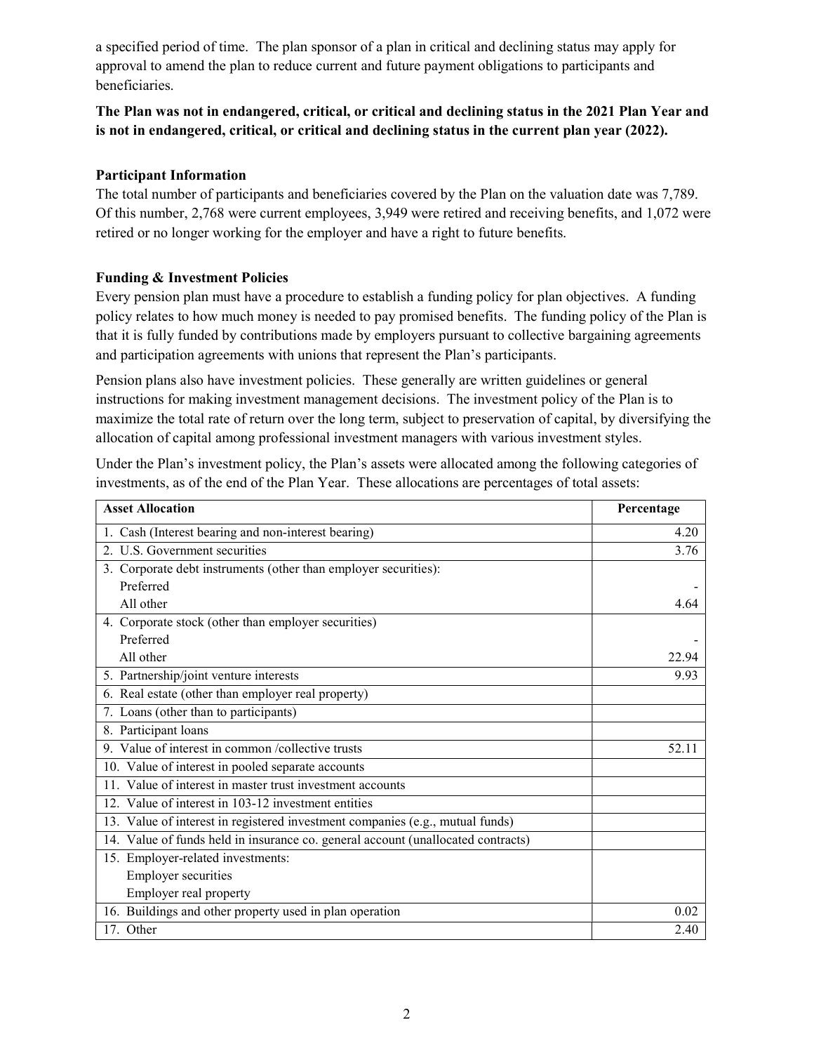a specified period of time. The plan sponsor of a plan in critical and declining status may apply for approval to amend the plan to reduce current and future payment obligations to participants and beneficiaries.

**The Plan was not in endangered, critical, or critical and declining status in the 2021 Plan Year and is not in endangered, critical, or critical and declining status in the current plan year (2022).**

### Participant Information

The total number of participants and beneficiaries covered by the Plan on the valuation date was 7,789. Of this number, 2,768 were current employees, 3,949 were retired and receiving benefits, and 1,072 were retired or no longer working for the employer and have a right to future benefits.

### Funding & Investment Policies

Every pension plan must have a procedure to establish a funding policy for plan objectives. A funding policy relates to how much money is needed to pay promised benefits. The funding policy of the Plan is that it is fully funded by contributions made by employers pursuant to collective bargaining agreements and participation agreements with unions that represent the Plan's participants.

Pension plans also have investment policies. These generally are written guidelines or general instructions for making investment management decisions. The investment policy of the Plan is to maximize the total rate of return over the long term, subject to preservation of capital, by diversifying the allocation of capital among professional investment managers with various investment styles.

Under the Plan's investment policy, the Plan's assets were allocated among the following categories of investments, as of the end of the Plan Year. These allocations are percentages of total assets:

| Asset Allocation | Percentage |
|---|---|
| 1. Cash (Interest bearing and non-interest bearing) | 4.20 |
| 2. U.S. Government securities | 3.76 |
| 3. Corporate debt instruments (other than employer securities): | |
| Preferred | - |
| All other | 4.64 |
| 4. Corporate stock (other than employer securities) | |
| Preferred | - |
| All other | 22.94 |
| 5. Partnership/joint venture interests | 9.93 |
| 6. Real estate (other than employer real property) | |
| 7. Loans (other than to participants) | |
| 8. Participant loans | |
| 9. Value of interest in common /collective trusts | 52.11 |
| 10. Value of interest in pooled separate accounts | |
| 11. Value of interest in master trust investment accounts | |
| 12. Value of interest in 103-12 investment entities | |
| 13. Value of interest in registered investment companies (e.g., mutual funds) | |
| 14. Value of funds held in insurance co. general account (unallocated contracts) | |
| 15. Employer-related investments: | |
| Employer securities | |
| Employer real property | |
| 16. Buildings and other property used in plan operation | 0.02 |
| 17. Other | 2.40 |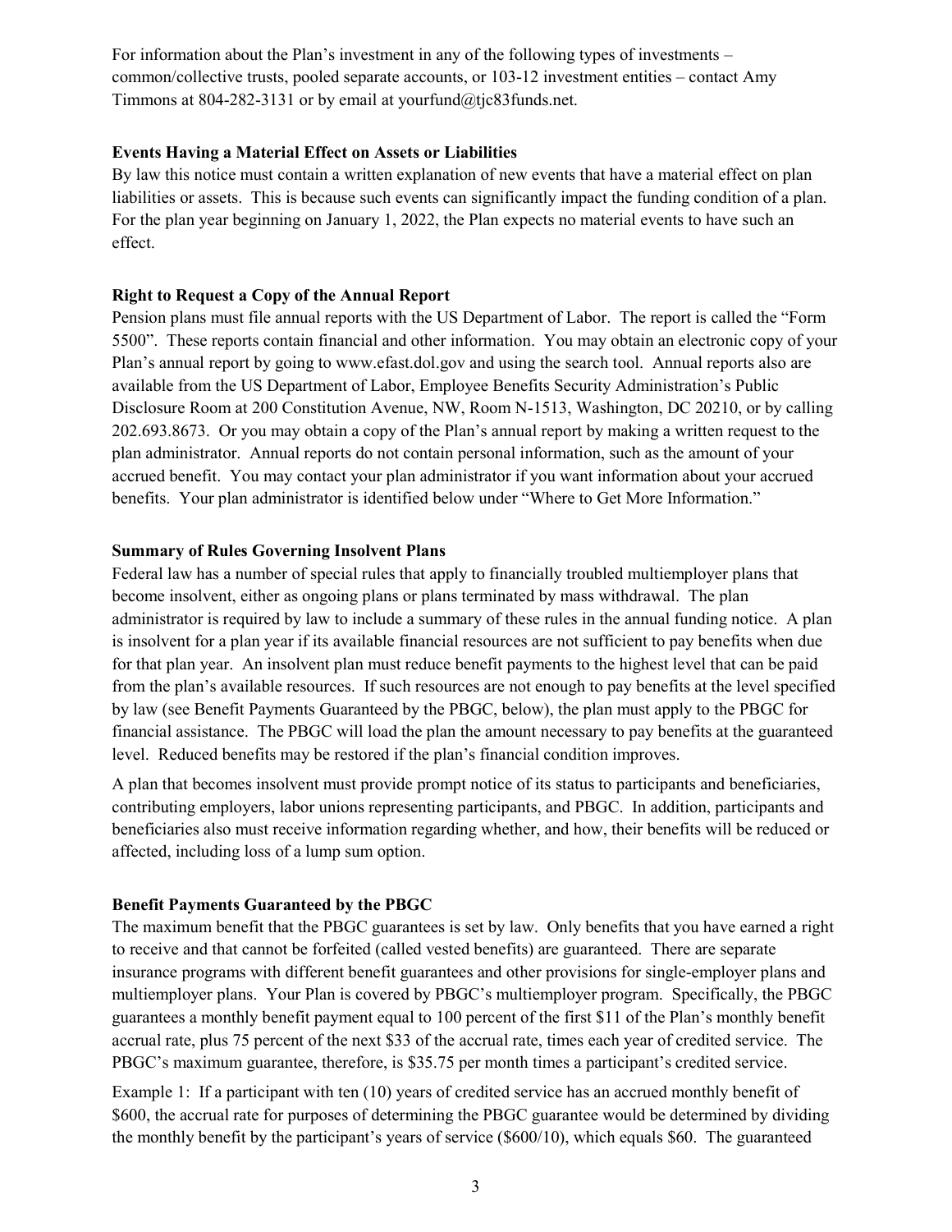For information about the Plan's investment in any of the following types of investments – common/collective trusts, pooled separate accounts, or 103-12 investment entities – contact Amy Timmons at 804-282-3131 or by email at yourfund@tjc83funds.net.

**Events Having a Material Effect on Assets or Liabilities**

By law this notice must contain a written explanation of new events that have a material effect on plan liabilities or assets. This is because such events can significantly impact the funding condition of a plan. For the plan year beginning on January 1, 2022, the Plan expects no material events to have such an effect.

**Right to Request a Copy of the Annual Report**

Pension plans must file annual reports with the US Department of Labor. The report is called the "Form 5500". These reports contain financial and other information. You may obtain an electronic copy of your Plan's annual report by going to www.efast.dol.gov and using the search tool. Annual reports also are available from the US Department of Labor, Employee Benefits Security Administration's Public Disclosure Room at 200 Constitution Avenue, NW, Room N-1513, Washington, DC 20210, or by calling 202.693.8673. Or you may obtain a copy of the Plan's annual report by making a written request to the plan administrator. Annual reports do not contain personal information, such as the amount of your accrued benefit. You may contact your plan administrator if you want information about your accrued benefits. Your plan administrator is identified below under "Where to Get More Information."

**Summary of Rules Governing Insolvent Plans**

Federal law has a number of special rules that apply to financially troubled multiemployer plans that become insolvent, either as ongoing plans or plans terminated by mass withdrawal. The plan administrator is required by law to include a summary of these rules in the annual funding notice. A plan is insolvent for a plan year if its available financial resources are not sufficient to pay benefits when due for that plan year. An insolvent plan must reduce benefit payments to the highest level that can be paid from the plan's available resources. If such resources are not enough to pay benefits at the level specified by law (see Benefit Payments Guaranteed by the PBGC, below), the plan must apply to the PBGC for financial assistance. The PBGC will load the plan the amount necessary to pay benefits at the guaranteed level. Reduced benefits may be restored if the plan's financial condition improves.

A plan that becomes insolvent must provide prompt notice of its status to participants and beneficiaries, contributing employers, labor unions representing participants, and PBGC. In addition, participants and beneficiaries also must receive information regarding whether, and how, their benefits will be reduced or affected, including loss of a lump sum option.

**Benefit Payments Guaranteed by the PBGC**

The maximum benefit that the PBGC guarantees is set by law. Only benefits that you have earned a right to receive and that cannot be forfeited (called vested benefits) are guaranteed. There are separate insurance programs with different benefit guarantees and other provisions for single-employer plans and multiemployer plans. Your Plan is covered by PBGC's multiemployer program. Specifically, the PBGC guarantees a monthly benefit payment equal to 100 percent of the first $11 of the Plan's monthly benefit accrual rate, plus 75 percent of the next $33 of the accrual rate, times each year of credited service. The PBGC's maximum guarantee, therefore, is $35.75 per month times a participant's credited service.

Example 1: If a participant with ten (10) years of credited service has an accrued monthly benefit of $600, the accrual rate for purposes of determining the PBGC guarantee would be determined by dividing the monthly benefit by the participant's years of service ($600/10), which equals $60. The guaranteed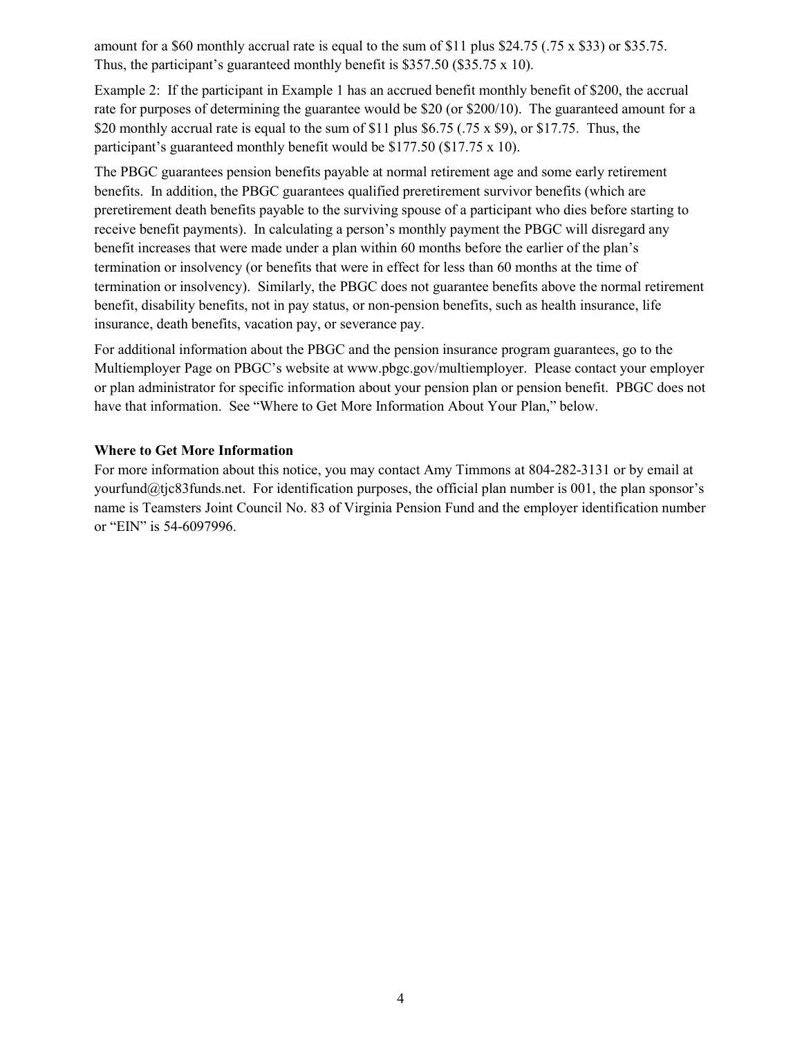amount for a \$60 monthly accrual rate is equal to the sum of \$11 plus \$24.75 (.75 x \$33) or \$35.75. Thus, the participant's guaranteed monthly benefit is \$357.50 (\$35.75 x 10).

Example 2: If the participant in Example 1 has an accrued benefit monthly benefit of \$200, the accrual rate for purposes of determining the guarantee would be \$20 (or \$200/10). The guaranteed amount for a \$20 monthly accrual rate is equal to the sum of \$11 plus \$6.75 (.75 x \$9), or \$17.75. Thus, the participant's guaranteed monthly benefit would be \$177.50 (\$17.75 x 10).

The PBGC guarantees pension benefits payable at normal retirement age and some early retirement benefits. In addition, the PBGC guarantees qualified preretirement survivor benefits (which are preretirement death benefits payable to the surviving spouse of a participant who dies before starting to receive benefit payments). In calculating a person's monthly payment the PBGC will disregard any benefit increases that were made under a plan within 60 months before the earlier of the plan's termination or insolvency (or benefits that were in effect for less than 60 months at the time of termination or insolvency). Similarly, the PBGC does not guarantee benefits above the normal retirement benefit, disability benefits, not in pay status, or non-pension benefits, such as health insurance, life insurance, death benefits, vacation pay, or severance pay.

For additional information about the PBGC and the pension insurance program guarantees, go to the Multiemployer Page on PBGC's website at www.pbgc.gov/multiemployer. Please contact your employer or plan administrator for specific information about your pension plan or pension benefit. PBGC does not have that information. See "Where to Get More Information About Your Plan," below.

**Where to Get More Information**

For more information about this notice, you may contact Amy Timmons at 804-282-3131 or by email at yourfund@tjc83funds.net. For identification purposes, the official plan number is 001, the plan sponsor's name is Teamsters Joint Council No. 83 of Virginia Pension Fund and the employer identification number or "EIN" is 54-6097996.